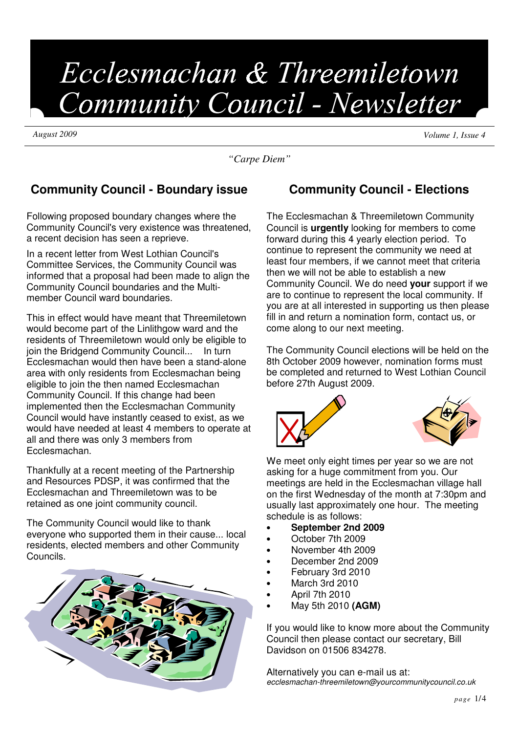# Ecclesmachan & Threemiletown Community Council - Newsletter

*August 2009*

*Volume 1, Issue 4*

*"Carpe Diem"*

## Community Council - Boundary issue

Following proposed boundary changes where the Community Council's very existence was threatened, a recent decision has seen a reprieve.

In a recent letter from West Lothian Council's Committee Services, the Community Council was informed that a proposal had been made to align the Community Council boundaries and the Multi-member Council ward boundaries.

This in effect would have meant that Threemiletown would become part of the Linlithgow ward and the residents of Threemiletown would only be eligible to join the Bridgend Community Council... In turn Ecclesmachan would then have been a stand-alone area with only residents from Ecclesmachan being eligible to join the then named Ecclesmachan Community Council. If this change had been implemented then the Ecclesmachan Community Council would have instantly ceased to exist, as we would have needed at least 4 members to operate at all and there was only 3 members from Ecclesmachan.

Thankfully at a recent meeting of the Partnership and Resources PDSP, it was confirmed that the Ecclesmachan and Threemiletown was to be retained as one joint community council.

The Community Council would like to thank everyone who supported them in their cause... local residents, elected members and other Community Councils.

## Community Council - Elections

The Ecclesmachan & Threemiletown Community Council is **urgently** looking for members to come forward during this 4 yearly election period. To continue to represent the community we need at least four members, if we cannot meet that criteria then we will not be able to establish a new Community Council. We do need **your** support if we are to continue to represent the local community. If you are at all interested in supporting us then please fill in and return a nomination form, contact us, or come along to our next meeting.

The Community Council elections will be held on the 8th October 2009 however, nomination forms must be completed and returned to West Lothian Council before 27th August 2009.

We meet only eight times per year so we are not asking for a huge commitment from you. Our meetings are held in the Ecclesmachan village hall on the first Wednesday of the month at 7:30pm and usually last approximately one hour. The meeting schedule is as follows:

- **September 2nd 2009**
- October 7th 2009
- November 4th 2009
- December 2nd 2009
- February 3rd 2010
- March 3rd 2010
- April 7th 2010
- May 5th 2010 **(AGM)**

If you would like to know more about the Community Council then please contact our secretary, Bill Davidson on 01506 834278.

Alternatively you can e-mail us at:
*ecclesmachan-threemiletown@yourcommunitycouncil.co.uk*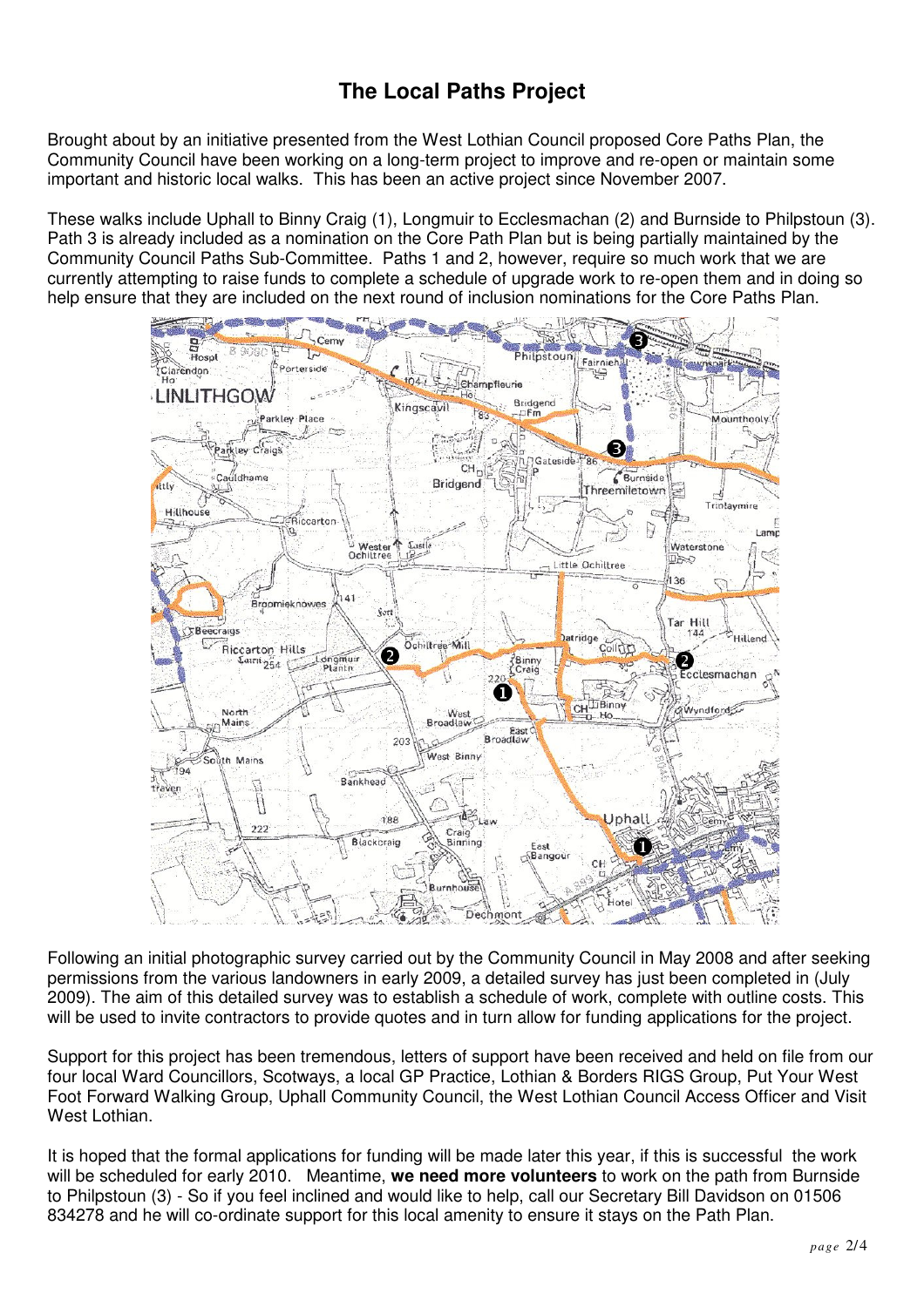# The Local Paths Project

Brought about by an initiative presented from the West Lothian Council proposed Core Paths Plan, the Community Council have been working on a long-term project to improve and re-open or maintain some important and historic local walks. This has been an active project since November 2007.

These walks include Uphall to Binny Craig (1), Longmuir to Ecclesmachan (2) and Burnside to Philpstoun (3). Path 3 is already included as a nomination on the Core Path Plan but is being partially maintained by the Community Council Paths Sub-Committee. Paths 1 and 2, however, require so much work that we are currently attempting to raise funds to complete a schedule of upgrade work to re-open them and in doing so help ensure that they are included on the next round of inclusion nominations for the Core Paths Plan.

Following an initial photographic survey carried out by the Community Council in May 2008 and after seeking permissions from the various landowners in early 2009, a detailed survey has just been completed in (July 2009). The aim of this detailed survey was to establish a schedule of work, complete with outline costs. This will be used to invite contractors to provide quotes and in turn allow for funding applications for the project.

Support for this project has been tremendous, letters of support have been received and held on file from our four local Ward Councillors, Scotways, a local GP Practice, Lothian & Borders RIGS Group, Put Your West Foot Forward Walking Group, Uphall Community Council, the West Lothian Council Access Officer and Visit West Lothian.

It is hoped that the formal applications for funding will be made later this year, if this is successful the work will be scheduled for early 2010. Meantime, **we need more volunteers** to work on the path from Burnside to Philpstoun (3) - So if you feel inclined and would like to help, call our Secretary Bill Davidson on 01506 834278 and he will co-ordinate support for this local amenity to ensure it stays on the Path Plan.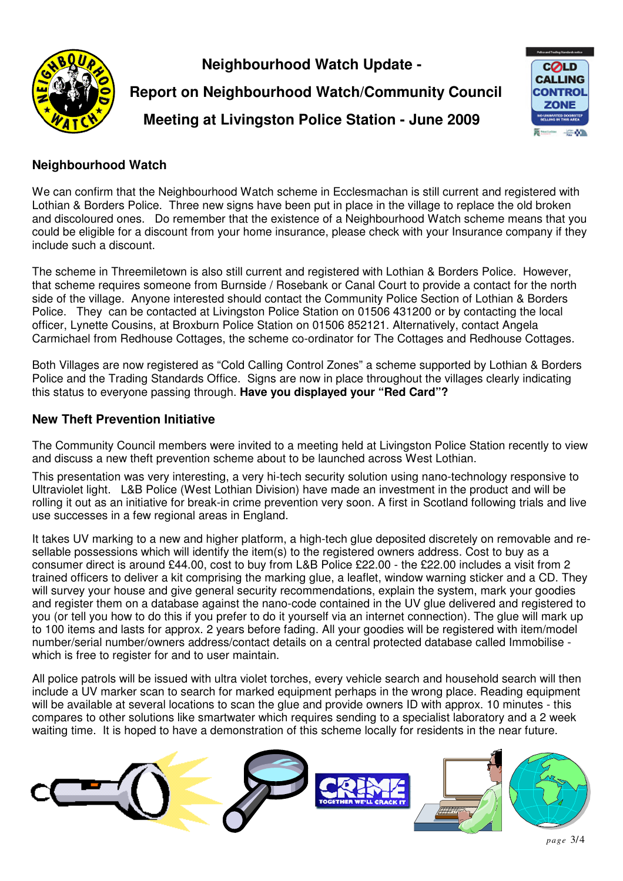# Neighbourhood Watch Update - Report on Neighbourhood Watch/Community Council Meeting at Livingston Police Station - June 2009

## Neighbourhood Watch

We can confirm that the Neighbourhood Watch scheme in Ecclesmachan is still current and registered with Lothian & Borders Police. Three new signs have been put in place in the village to replace the old broken and discoloured ones. Do remember that the existence of a Neighbourhood Watch scheme means that you could be eligible for a discount from your home insurance, please check with your Insurance company if they include such a discount.

The scheme in Threemiletown is also still current and registered with Lothian & Borders Police. However, that scheme requires someone from Burnside / Rosebank or Canal Court to provide a contact for the north side of the village. Anyone interested should contact the Community Police Section of Lothian & Borders Police. They can be contacted at Livingston Police Station on 01506 431200 or by contacting the local officer, Lynette Cousins, at Broxburn Police Station on 01506 852121. Alternatively, contact Angela Carmichael from Redhouse Cottages, the scheme co-ordinator for The Cottages and Redhouse Cottages.

Both Villages are now registered as "Cold Calling Control Zones" a scheme supported by Lothian & Borders Police and the Trading Standards Office. Signs are now in place throughout the villages clearly indicating this status to everyone passing through. **Have you displayed your "Red Card"?**

## New Theft Prevention Initiative

The Community Council members were invited to a meeting held at Livingston Police Station recently to view and discuss a new theft prevention scheme about to be launched across West Lothian.

This presentation was very interesting, a very hi-tech security solution using nano-technology responsive to Ultraviolet light. L&B Police (West Lothian Division) have made an investment in the product and will be rolling it out as an initiative for break-in crime prevention very soon. A first in Scotland following trials and live use successes in a few regional areas in England.

It takes UV marking to a new and higher platform, a high-tech glue deposited discretely on removable and re-sellable possessions which will identify the item(s) to the registered owners address. Cost to buy as a consumer direct is around £44.00, cost to buy from L&B Police £22.00 - the £22.00 includes a visit from 2 trained officers to deliver a kit comprising the marking glue, a leaflet, window warning sticker and a CD. They will survey your house and give general security recommendations, explain the system, mark your goodies and register them on a database against the nano-code contained in the UV glue delivered and registered to you (or tell you how to do this if you prefer to do it yourself via an internet connection). The glue will mark up to 100 items and lasts for approx. 2 years before fading. All your goodies will be registered with item/model number/serial number/owners address/contact details on a central protected database called Immobilise - which is free to register for and to user maintain.

All police patrols will be issued with ultra violet torches, every vehicle search and household search will then include a UV marker scan to search for marked equipment perhaps in the wrong place. Reading equipment will be available at several locations to scan the glue and provide owners ID with approx. 10 minutes - this compares to other solutions like smartwater which requires sending to a specialist laboratory and a 2 week waiting time. It is hoped to have a demonstration of this scheme locally for residents in the near future.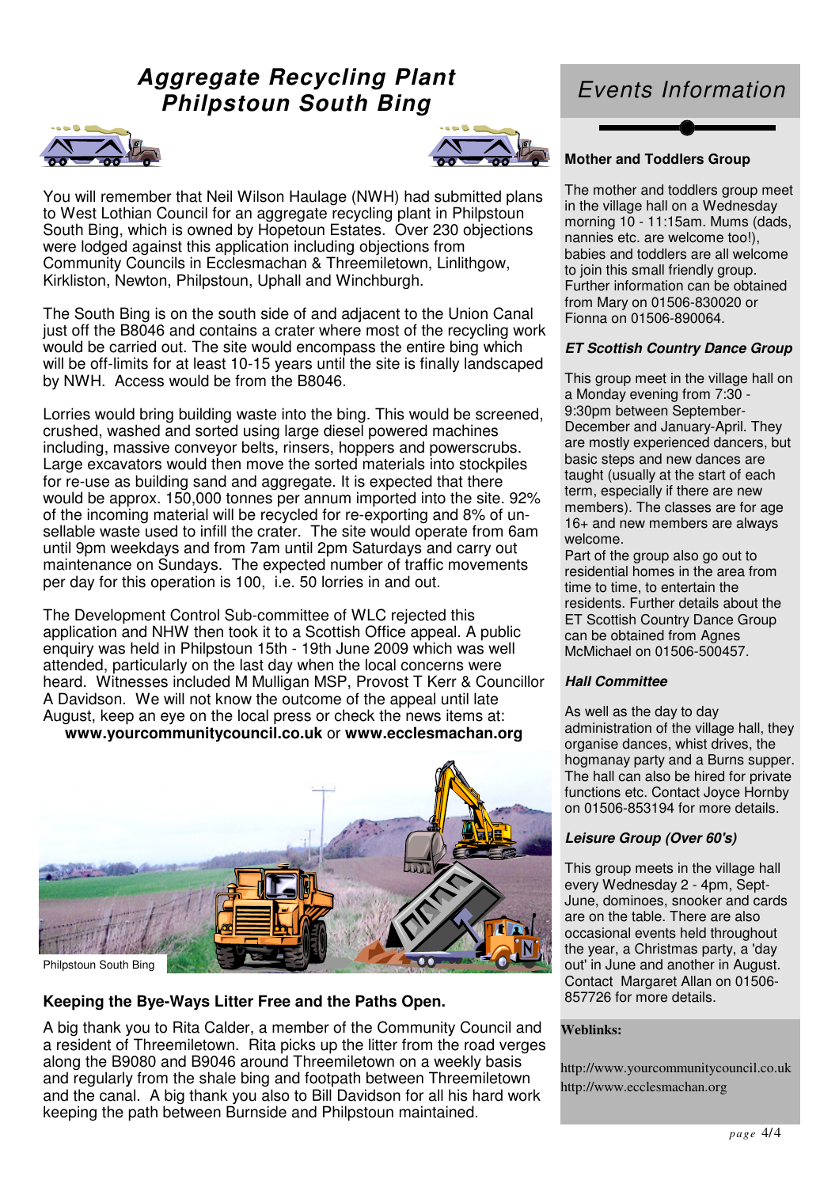# Aggregate Recycling Plant Philpstoun South Bing

You will remember that Neil Wilson Haulage (NWH) had submitted plans to West Lothian Council for an aggregate recycling plant in Philpstoun South Bing, which is owned by Hopetoun Estates. Over 230 objections were lodged against this application including objections from Community Councils in Ecclesmachan & Threemiletown, Linlithgow, Kirkliston, Newton, Philpstoun, Uphall and Winchburgh.

The South Bing is on the south side of and adjacent to the Union Canal just off the B8046 and contains a crater where most of the recycling work would be carried out. The site would encompass the entire bing which will be off-limits for at least 10-15 years until the site is finally landscaped by NWH. Access would be from the B8046.

Lorries would bring building waste into the bing. This would be screened, crushed, washed and sorted using large diesel powered machines including, massive conveyor belts, rinsers, hoppers and powerscrubs. Large excavators would then move the sorted materials into stockpiles for re-use as building sand and aggregate. It is expected that there would be approx. 150,000 tonnes per annum imported into the site. 92% of the incoming material will be recycled for re-exporting and 8% of un-sellable waste used to infill the crater. The site would operate from 6am until 9pm weekdays and from 7am until 2pm Saturdays and carry out maintenance on Sundays. The expected number of traffic movements per day for this operation is 100, i.e. 50 lorries in and out.

The Development Control Sub-committee of WLC rejected this application and NHW then took it to a Scottish Office appeal. A public enquiry was held in Philpstoun 15th - 19th June 2009 which was well attended, particularly on the last day when the local concerns were heard. Witnesses included M Mulligan MSP, Provost T Kerr & Councillor A Davidson. We will not know the outcome of the appeal until late August, keep an eye on the local press or check the news items at:
**www.yourcommunitycouncil.co.uk** or **www.ecclesmachan.org**

Philpstoun South Bing

### Keeping the Bye-Ways Litter Free and the Paths Open.

A big thank you to Rita Calder, a member of the Community Council and a resident of Threemiletown. Rita picks up the litter from the road verges along the B9080 and B9046 around Threemiletown on a weekly basis and regularly from the shale bing and footpath between Threemiletown and the canal. A big thank you also to Bill Davidson for all his hard work keeping the path between Burnside and Philpstoun maintained.

# Events Information

### Mother and Toddlers Group

The mother and toddlers group meet in the village hall on a Wednesday morning 10 - 11:15am. Mums (dads, nannies etc. are welcome too!), babies and toddlers are all welcome to join this small friendly group. Further information can be obtained from Mary on 01506-830020 or Fionna on 01506-890064.

### *ET Scottish Country Dance Group*

This group meet in the village hall on a Monday evening from 7:30 - 9:30pm between September-December and January-April. They are mostly experienced dancers, but basic steps and new dances are taught (usually at the start of each term, especially if there are new members). The classes are for age 16+ and new members are always welcome.
Part of the group also go out to residential homes in the area from time to time, to entertain the residents. Further details about the ET Scottish Country Dance Group can be obtained from Agnes McMichael on 01506-500457.

### *Hall Committee*

As well as the day to day administration of the village hall, they organise dances, whist drives, the hogmanay party and a Burns supper. The hall can also be hired for private functions etc. Contact Joyce Hornby on 01506-853194 for more details.

### *Leisure Group (Over 60's)*

This group meets in the village hall every Wednesday 2 - 4pm, Sept-June, dominoes, snooker and cards are on the table. There are also occasional events held throughout the year, a Christmas party, a 'day out' in June and another in August. Contact Margaret Allan on 01506-857726 for more details.

**Weblinks:**

http://www.yourcommunitycouncil.co.uk
http://www.ecclesmachan.org